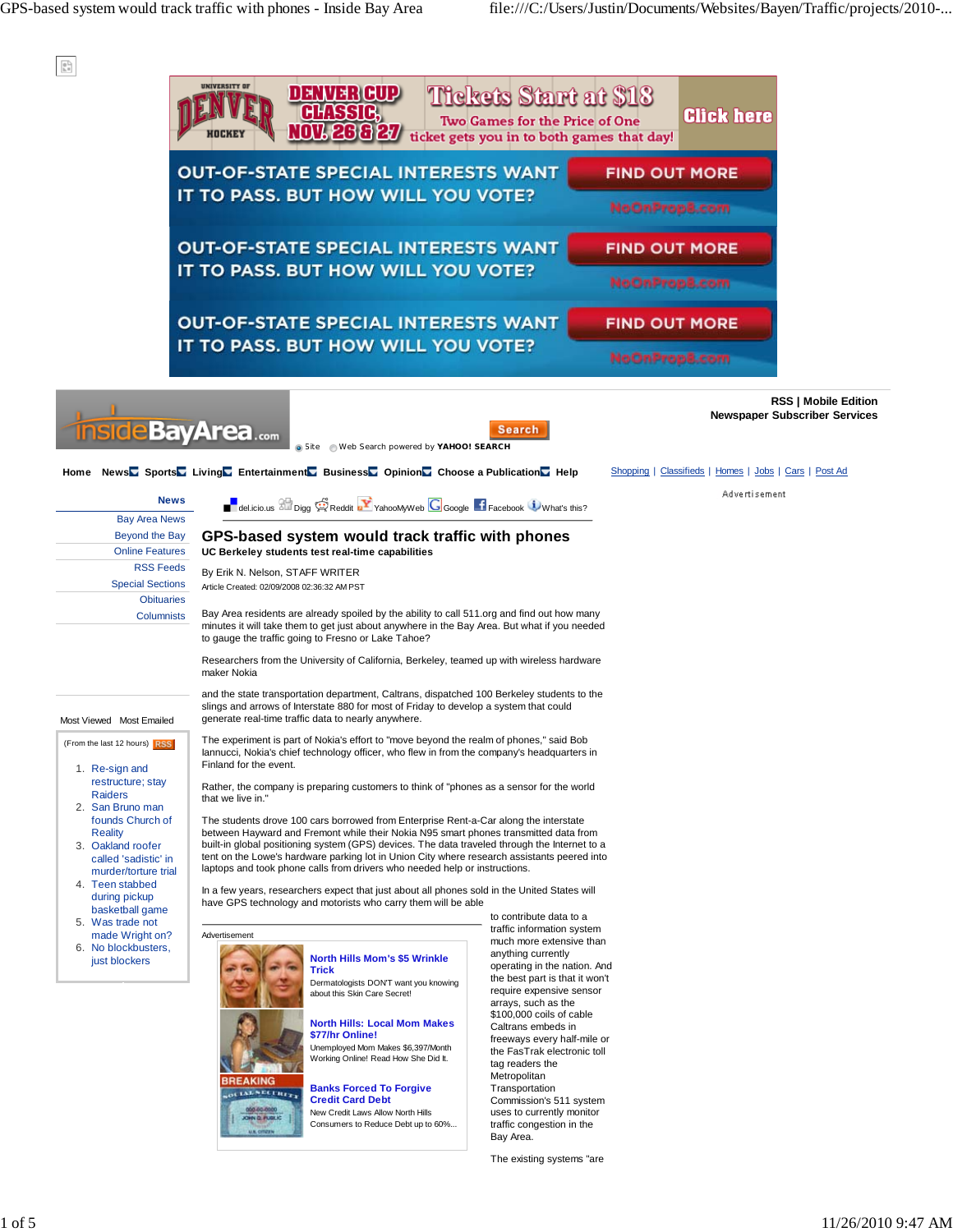# GPS-based system would track traffic with phones

**UC Berkeley students test real-time capabilities**

By Erik N. Nelson, STAFF WRITER

Article Created: 02/09/2008 02:36:32 AM PST

Bay Area residents are already spoiled by the ability to call 511.org and find out how many minutes it will take them to get just about anywhere in the Bay Area. But what if you needed to gauge the traffic going to Fresno or Lake Tahoe?

Researchers from the University of California, Berkeley, teamed up with wireless hardware maker Nokia

and the state transportation department, Caltrans, dispatched 100 Berkeley students to the slings and arrows of Interstate 880 for most of Friday to develop a system that could generate real-time traffic data to nearly anywhere.

The experiment is part of Nokia's effort to "move beyond the realm of phones," said Bob Iannucci, Nokia's chief technology officer, who flew in from the company's headquarters in Finland for the event.

Rather, the company is preparing customers to think of "phones as a sensor for the world that we live in."

The students drove 100 cars borrowed from Enterprise Rent-a-Car along the interstate between Hayward and Fremont while their Nokia N95 smart phones transmitted data from built-in global positioning system (GPS) devices. The data traveled through the Internet to a tent on the Lowe's hardware parking lot in Union City where research assistants peered into laptops and took phone calls from drivers who needed help or instructions.

In a few years, researchers expect that just about all phones sold in the United States will have GPS technology and motorists who carry them will be able to contribute data to a traffic information system much more extensive than anything currently operating in the nation. And the best part is that it won't require expensive sensor arrays, such as the $100,000 coils of cable Caltrans embeds in freeways every half-mile or the FasTrak electronic toll tag readers the Metropolitan Transportation Commission's 511 system uses to currently monitor traffic congestion in the Bay Area.

The existing systems "are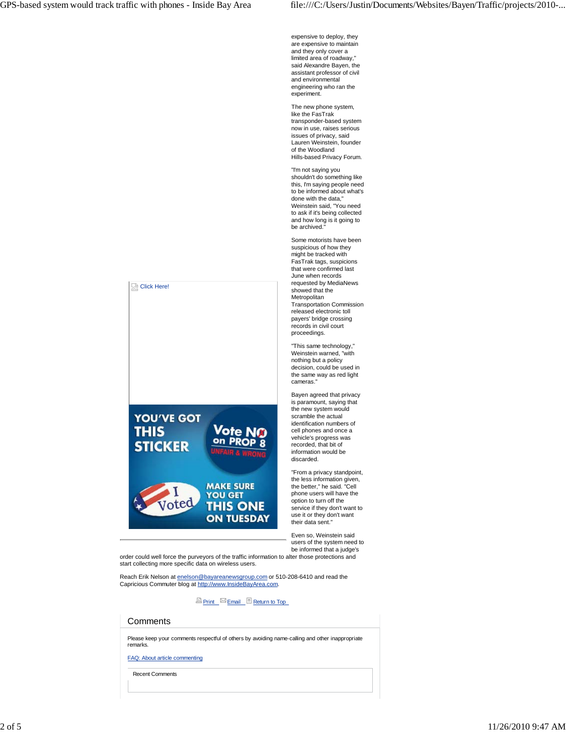expensive to deploy, they are expensive to maintain and they only cover a limited area of roadway," said Alexandre Bayen, the assistant professor of civil and environmental engineering who ran the experiment.

The new phone system, like the FasTrak transponder-based system now in use, raises serious issues of privacy, said Lauren Weinstein, founder of the Woodland Hills-based Privacy Forum.

"I'm not saying you shouldn't do something like this, I'm saying people need to be informed about what's done with the data," Weinstein said, "You need to ask if it's being collected and how long is it going to be archived."

Some motorists have been suspicious of how they might be tracked with FasTrak tags, suspicions that were confirmed last June when records requested by MediaNews showed that the Metropolitan Transportation Commission released electronic toll payers' bridge crossing records in civil court proceedings.

"This same technology," Weinstein warned, "with nothing but a policy decision, could be used in the same way as red light cameras."

Bayen agreed that privacy is paramount, saying that the new system would scramble the actual identification numbers of cell phones and once a vehicle's progress was recorded, that bit of information would be discarded.

"From a privacy standpoint, the less information given, the better," he said. "Cell phone users will have the option to turn off the service if they don't want to use it or they don't want their data sent."

Even so, Weinstein said users of the system need to be informed that a judge's order could well force the purveyors of the traffic information to alter those protections and start collecting more specific data on wireless users.

Reach Erik Nelson at enelson@bayareanewsgroup.com or 510-208-6410 and read the Capricious Commuter blog at http://www.InsideBayArea.com.

Print Email Return to Top

## Comments

Please keep your comments respectful of others by avoiding name-calling and other inappropriate remarks.

FAQ: About article commenting

Recent Comments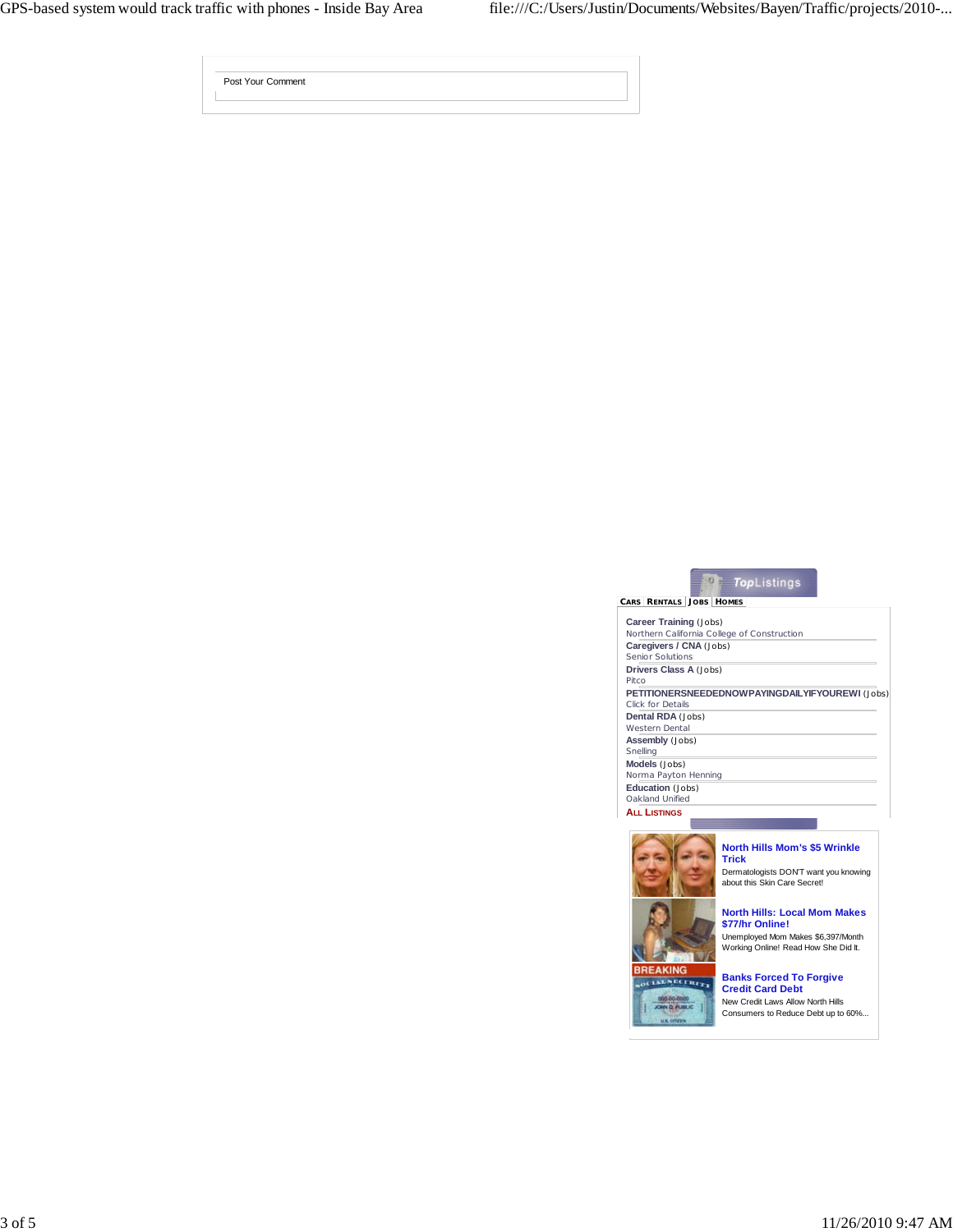Post Your Comment

**TopListings**

CARS | RENTALS | JOBS | HOMES

**Career Training** (Jobs)
Northern California College of Construction

**Caregivers / CNA** (Jobs)
Senior Solutions

**Drivers Class A** (Jobs)
Pitco

**PETITIONERSNEEDEDNOWPAYINGDAILYIFYOUREWI** (Jobs)
Click for Details

**Dental RDA** (Jobs)
Western Dental

**Assembly** (Jobs)
Snelling

**Models** (Jobs)
Norma Payton Henning

**Education** (Jobs)
Oakland Unified

ALL LISTINGS

**North Hills Mom's $5 Wrinkle Trick**
Dermatologists DON'T want you knowing about this Skin Care Secret!

**North Hills: Local Mom Makes $77/hr Online!**
Unemployed Mom Makes $6,397/Month Working Online! Read How She Did It.

**Banks Forced To Forgive Credit Card Debt**
New Credit Laws Allow North Hills Consumers to Reduce Debt up to 60%...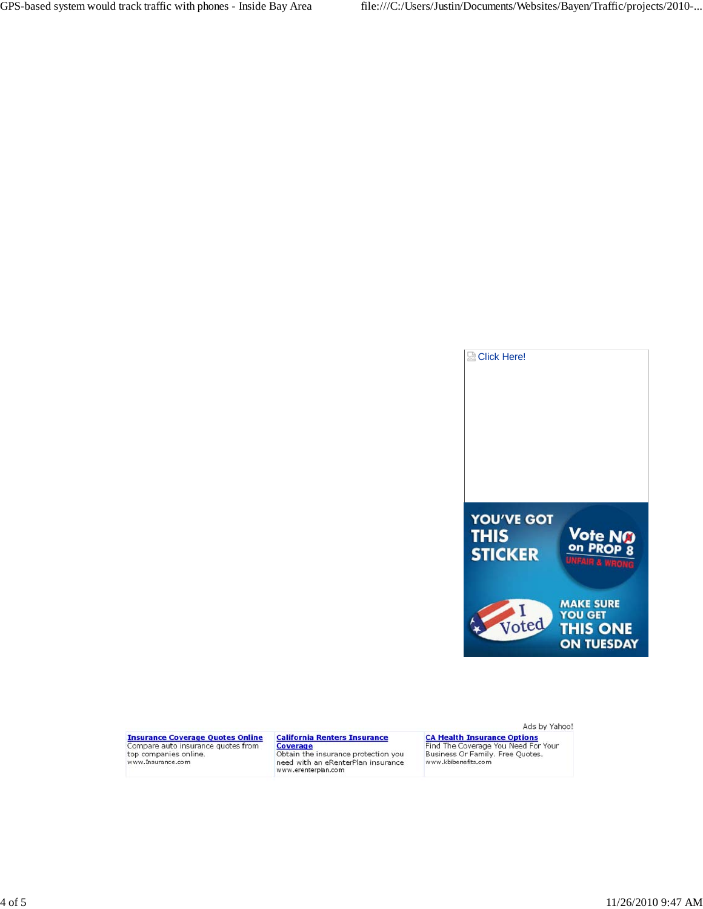Click Here!

YOU'VE GOT THIS STICKER

Vote NO on PROP 8 UNFAIR & WRONG

I Voted

MAKE SURE YOU GET THIS ONE ON TUESDAY

Ads by Yahoo!

**Insurance Coverage Quotes Online**
Compare auto insurance quotes from top companies online.
www.Insurance.com

**California Renters Insurance Coverage**
Obtain the insurance protection you need with an eRenterPlan insurance
www.erenterplan.com

**CA Health Insurance Options**
Find The Coverage You Need For Your Business Or Family. Free Quotes.
www.kbibenefits.com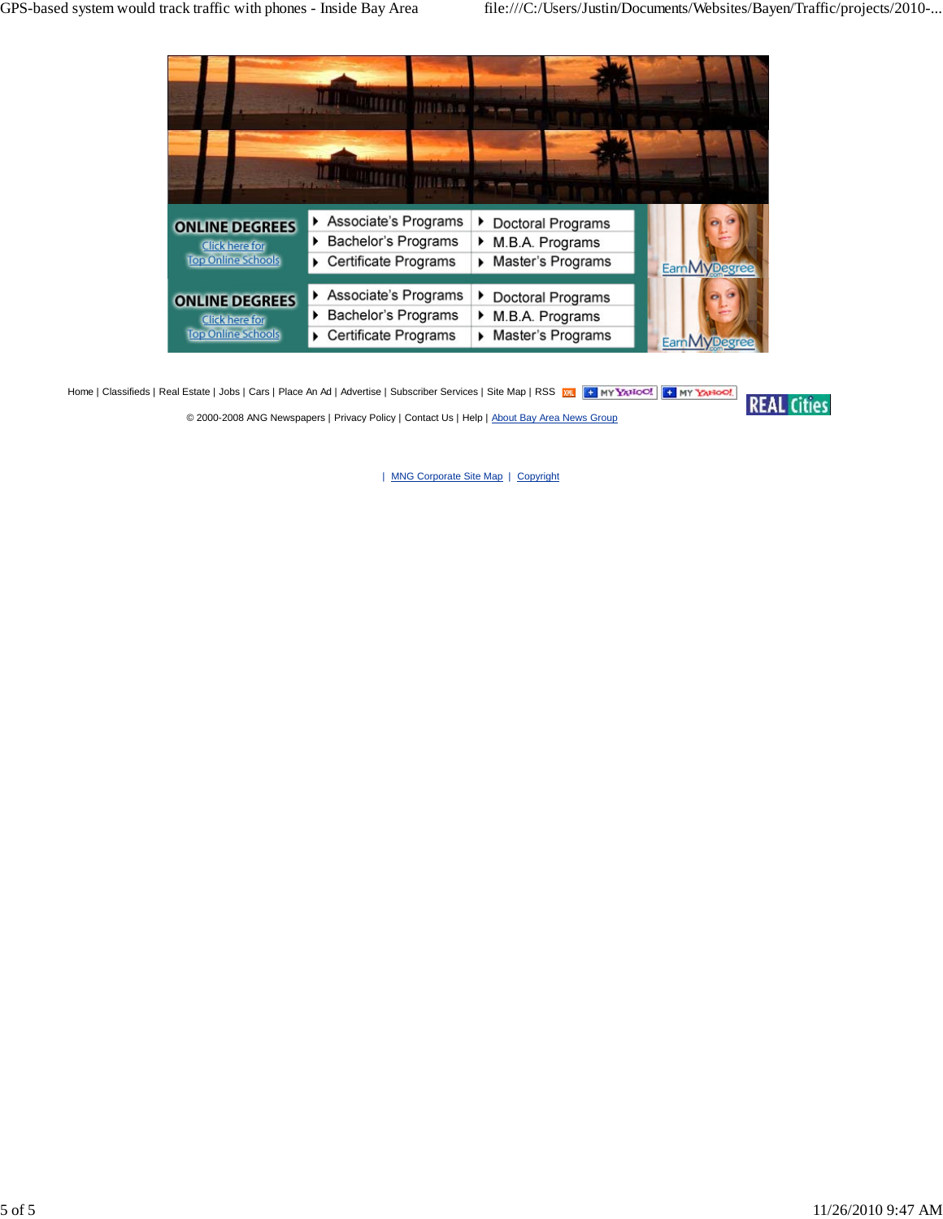ONLINE DEGREES

Click here for Top Online Schools

- Associate's Programs
- Bachelor's Programs
- Certificate Programs
- Doctoral Programs
- M.B.A. Programs
- Master's Programs

EarnMyDegree.com

ONLINE DEGREES

Click here for Top Online Schools

- Associate's Programs
- Bachelor's Programs
- Certificate Programs
- Doctoral Programs
- M.B.A. Programs
- Master's Programs

EarnMyDegree.com

Home | Classifieds | Real Estate | Jobs | Cars | Place An Ad | Advertise | Subscriber Services | Site Map | RSS

© 2000-2008 ANG Newspapers | Privacy Policy | Contact Us | Help | About Bay Area News Group

REAL Cities

| MNG Corporate Site Map | Copyright